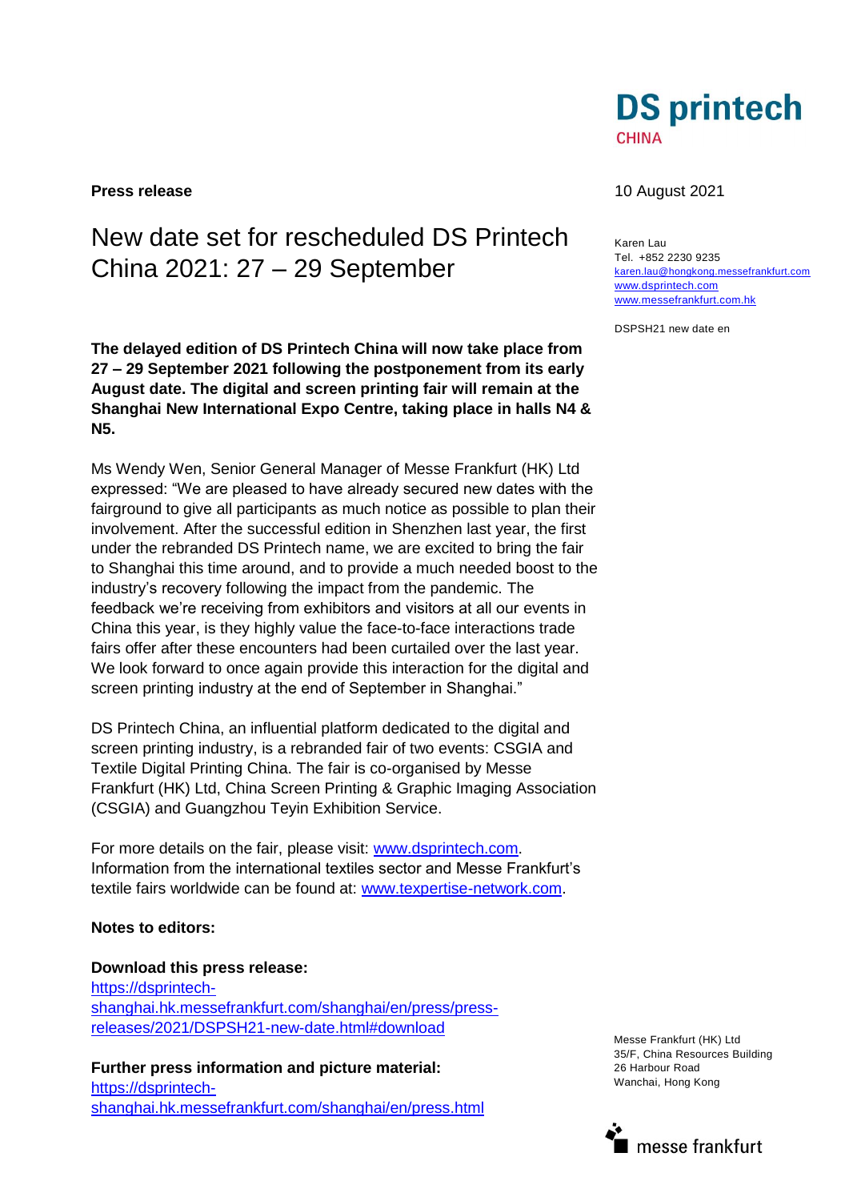DS printtech
CHINA

**Press release**

10 August 2021

Karen Lau
Tel. +852 2230 9235
karen.lau@hongkong.messefrankfurt.com
www.dsprintech.com
www.messefrankfurt.com.hk

DSPSH21 new date en

# New date set for rescheduled DS Printech China 2021: 27 – 29 September

**The delayed edition of DS Printech China will now take place from 27 – 29 September 2021 following the postponement from its early August date. The digital and screen printing fair will remain at the Shanghai New International Expo Centre, taking place in halls N4 & N5.**

Ms Wendy Wen, Senior General Manager of Messe Frankfurt (HK) Ltd expressed: "We are pleased to have already secured new dates with the fairground to give all participants as much notice as possible to plan their involvement. After the successful edition in Shenzhen last year, the first under the rebranded DS Printech name, we are excited to bring the fair to Shanghai this time around, and to provide a much needed boost to the industry's recovery following the impact from the pandemic. The feedback we're receiving from exhibitors and visitors at all our events in China this year, is they highly value the face-to-face interactions trade fairs offer after these encounters had been curtailed over the last year. We look forward to once again provide this interaction for the digital and screen printing industry at the end of September in Shanghai."

DS Printech China, an influential platform dedicated to the digital and screen printing industry, is a rebranded fair of two events: CSGIA and Textile Digital Printing China. The fair is co-organised by Messe Frankfurt (HK) Ltd, China Screen Printing & Graphic Imaging Association (CSGIA) and Guangzhou Teyin Exhibition Service.

For more details on the fair, please visit: www.dsprintech.com.
Information from the international textiles sector and Messe Frankfurt's textile fairs worldwide can be found at: www.texpertise-network.com.

**Notes to editors:**

**Download this press release:**
https://dsprintech-shanghai.hk.messefrankfurt.com/shanghai/en/press/press-releases/2021/DSPSH21-new-date.html#download

**Further press information and picture material:**
https://dsprintech-shanghai.hk.messefrankfurt.com/shanghai/en/press.html

Messe Frankfurt (HK) Ltd
35/F, China Resources Building
26 Harbour Road
Wanchai, Hong Kong

messe frankfurt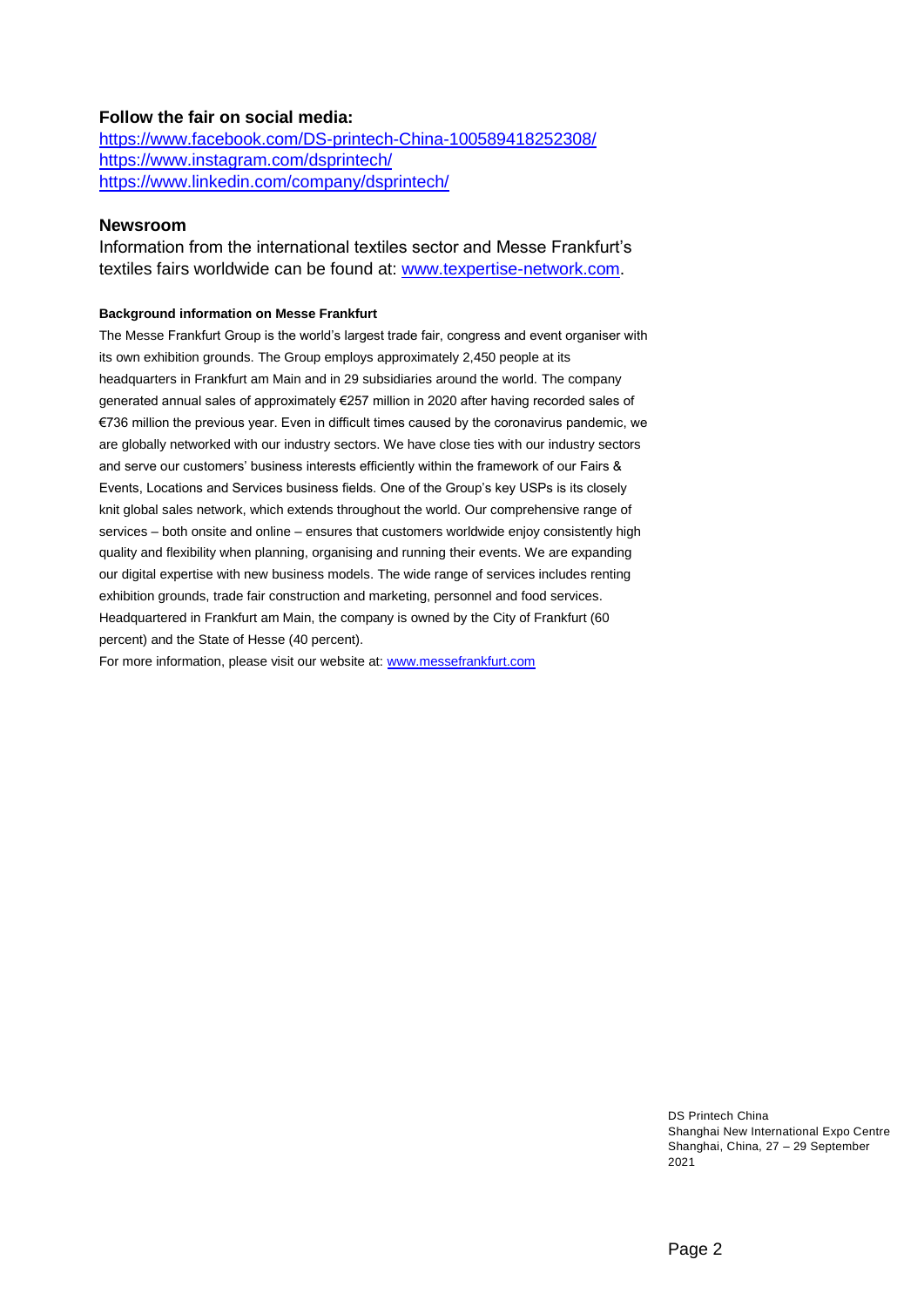### Follow the fair on social media:

https://www.facebook.com/DS-printech-China-100589418252308/
https://www.instagram.com/dsprintech/
https://www.linkedin.com/company/dsprintech/

### Newsroom

Information from the international textiles sector and Messe Frankfurt's textiles fairs worldwide can be found at: www.texpertise-network.com.

**Background information on Messe Frankfurt**

The Messe Frankfurt Group is the world's largest trade fair, congress and event organiser with its own exhibition grounds. The Group employs approximately 2,450 people at its headquarters in Frankfurt am Main and in 29 subsidiaries around the world. The company generated annual sales of approximately €257 million in 2020 after having recorded sales of €736 million the previous year. Even in difficult times caused by the coronavirus pandemic, we are globally networked with our industry sectors. We have close ties with our industry sectors and serve our customers' business interests efficiently within the framework of our Fairs & Events, Locations and Services business fields. One of the Group's key USPs is its closely knit global sales network, which extends throughout the world. Our comprehensive range of services – both onsite and online – ensures that customers worldwide enjoy consistently high quality and flexibility when planning, organising and running their events. We are expanding our digital expertise with new business models. The wide range of services includes renting exhibition grounds, trade fair construction and marketing, personnel and food services. Headquartered in Frankfurt am Main, the company is owned by the City of Frankfurt (60 percent) and the State of Hesse (40 percent).

For more information, please visit our website at: www.messefrankfurt.com